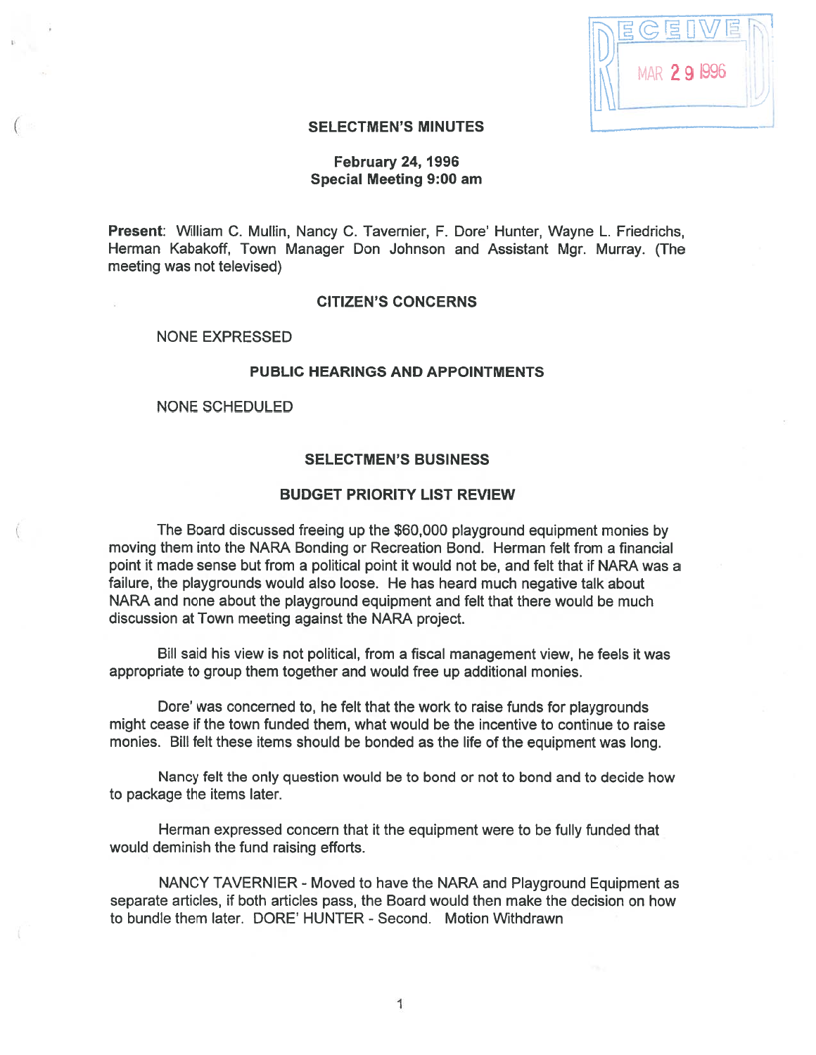RECEIVED MAR 29 1996

# SELECTMEN'S MINUTES

## February 24, 1996
## Special Meeting 9:00 am

**Present**: William C. Mullin, Nancy C. Tavernier, F. Dore' Hunter, Wayne L. Friedrichs, Herman Kabakoff, Town Manager Don Johnson and Assistant Mgr. Murray. (The meeting was not televised)

### CITIZEN'S CONCERNS

NONE EXPRESSED

### PUBLIC HEARINGS AND APPOINTMENTS

NONE SCHEDULED

### SELECTMEN'S BUSINESS

### BUDGET PRIORITY LIST REVIEW

The Board discussed freeing up the $60,000 playground equipment monies by moving them into the NARA Bonding or Recreation Bond. Herman felt from a financial point it made sense but from a political point it would not be, and felt that if NARA was a failure, the playgrounds would also loose. He has heard much negative talk about NARA and none about the playground equipment and felt that there would be much discussion at Town meeting against the NARA project.

Bill said his view is not political, from a fiscal management view, he feels it was appropriate to group them together and would free up additional monies.

Dore' was concerned to, he felt that the work to raise funds for playgrounds might cease if the town funded them, what would be the incentive to continue to raise monies. Bill felt these items should be bonded as the life of the equipment was long.

Nancy felt the only question would be to bond or not to bond and to decide how to package the items later.

Herman expressed concern that it the equipment were to be fully funded that would deminish the fund raising efforts.

NANCY TAVERNIER - Moved to have the NARA and Playground Equipment as separate articles, if both articles pass, the Board would then make the decision on how to bundle them later. DORE' HUNTER - Second. Motion Withdrawn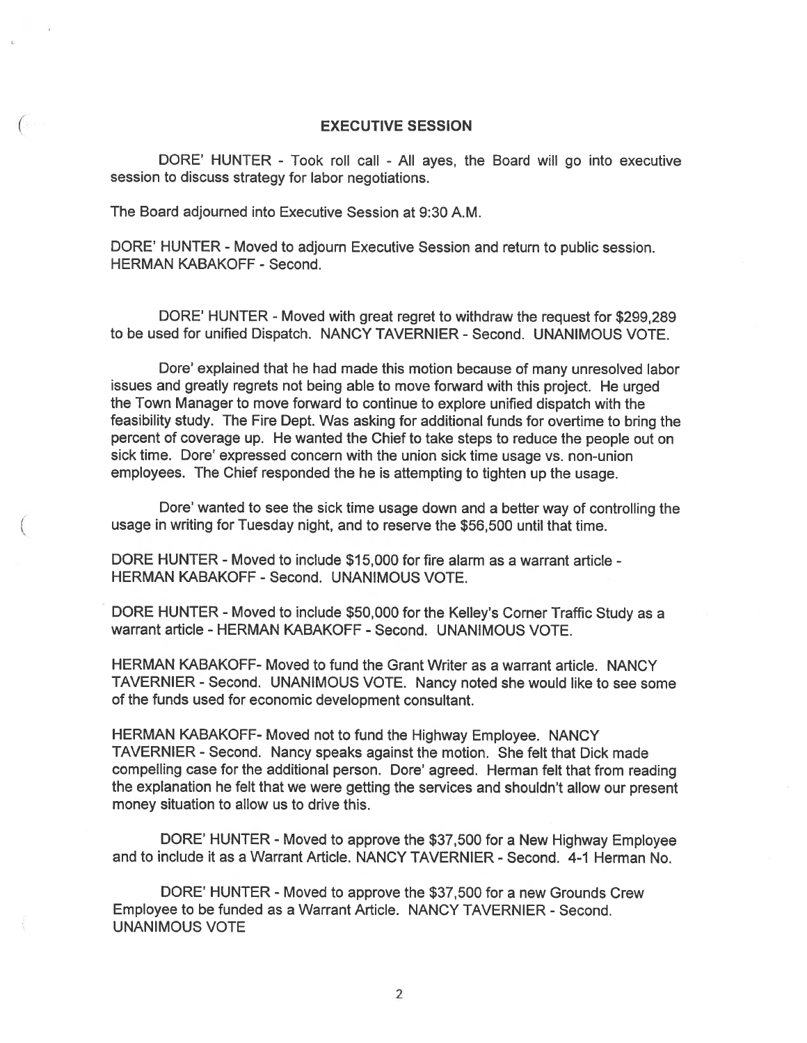## EXECUTIVE SESSION

DORE' HUNTER - Took roll call - All ayes, the Board will go into executive session to discuss strategy for labor negotiations.

The Board adjourned into Executive Session at 9:30 A.M.

DORE' HUNTER - Moved to adjourn Executive Session and return to public session. HERMAN KABAKOFF - Second.

DORE' HUNTER - Moved with great regret to withdraw the request for $299,289 to be used for unified Dispatch. NANCY TAVERNIER - Second. UNANIMOUS VOTE.

Dore' explained that he had made this motion because of many unresolved labor issues and greatly regrets not being able to move forward with this project. He urged the Town Manager to move forward to continue to explore unified dispatch with the feasibility study. The Fire Dept. Was asking for additional funds for overtime to bring the percent of coverage up. He wanted the Chief to take steps to reduce the people out on sick time. Dore' expressed concern with the union sick time usage vs. non-union employees. The Chief responded the he is attempting to tighten up the usage.

Dore' wanted to see the sick time usage down and a better way of controlling the usage in writing for Tuesday night, and to reserve the $56,500 until that time.

DORE HUNTER - Moved to include $15,000 for fire alarm as a warrant article - HERMAN KABAKOFF - Second. UNANIMOUS VOTE.

DORE HUNTER - Moved to include $50,000 for the Kelley's Corner Traffic Study as a warrant article - HERMAN KABAKOFF - Second. UNANIMOUS VOTE.

HERMAN KABAKOFF- Moved to fund the Grant Writer as a warrant article. NANCY TAVERNIER - Second. UNANIMOUS VOTE. Nancy noted she would like to see some of the funds used for economic development consultant.

HERMAN KABAKOFF- Moved not to fund the Highway Employee. NANCY TAVERNIER - Second. Nancy speaks against the motion. She felt that Dick made compelling case for the additional person. Dore' agreed. Herman felt that from reading the explanation he felt that we were getting the services and shouldn't allow our present money situation to allow us to drive this.

DORE' HUNTER - Moved to approve the $37,500 for a New Highway Employee and to include it as a Warrant Article. NANCY TAVERNIER - Second. 4-1 Herman No.

DORE' HUNTER - Moved to approve the $37,500 for a new Grounds Crew Employee to be funded as a Warrant Article. NANCY TAVERNIER - Second. UNANIMOUS VOTE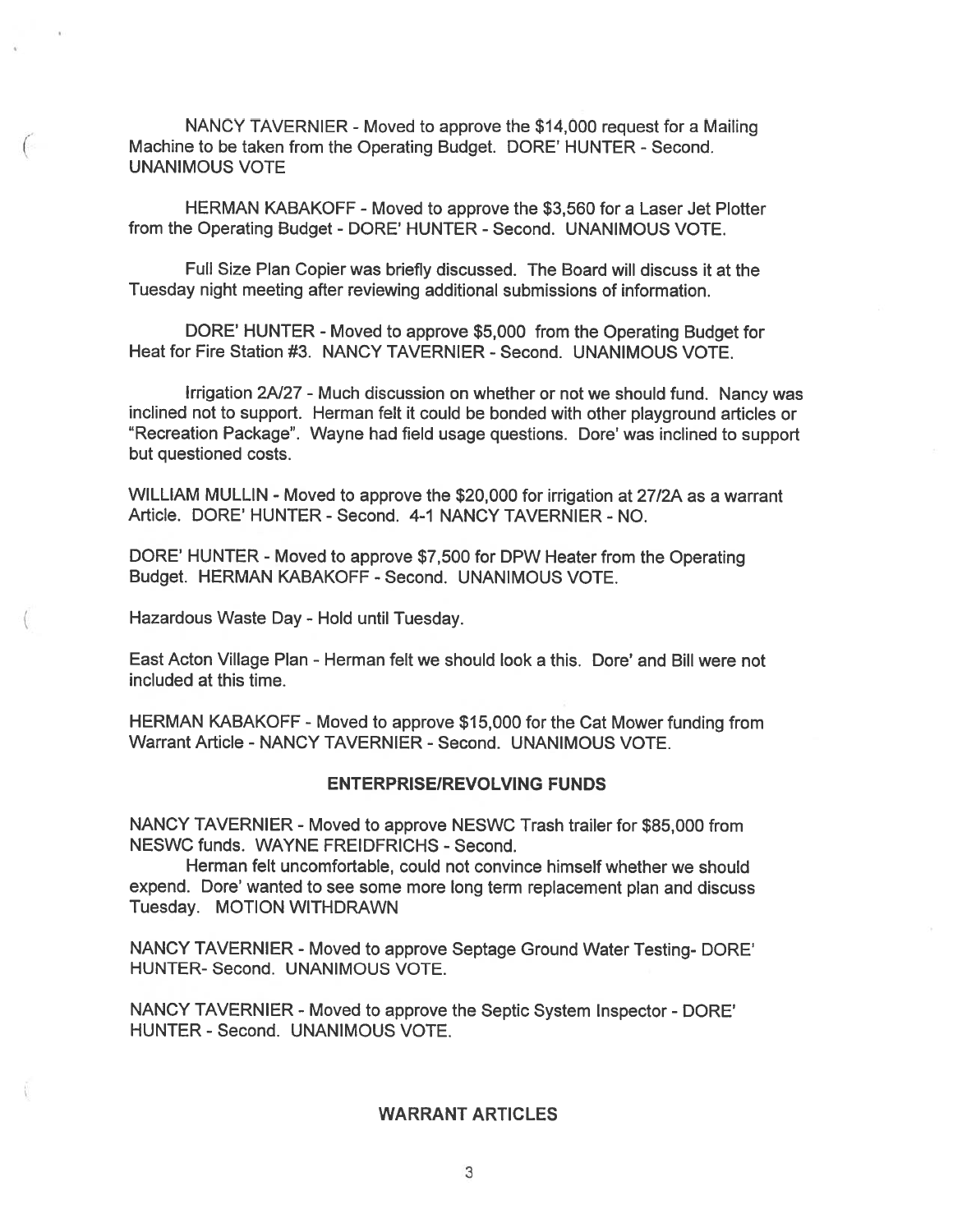NANCY TAVERNIER - Moved to approve the $14,000 request for a Mailing Machine to be taken from the Operating Budget. DORE' HUNTER - Second. UNANIMOUS VOTE

HERMAN KABAKOFF - Moved to approve the $3,560 for a Laser Jet Plotter from the Operating Budget - DORE' HUNTER - Second. UNANIMOUS VOTE.

Full Size Plan Copier was briefly discussed. The Board will discuss it at the Tuesday night meeting after reviewing additional submissions of information.

DORE' HUNTER - Moved to approve $5,000 from the Operating Budget for Heat for Fire Station #3. NANCY TAVERNIER - Second. UNANIMOUS VOTE.

Irrigation 2A/27 - Much discussion on whether or not we should fund. Nancy was inclined not to support. Herman felt it could be bonded with other playground articles or "Recreation Package". Wayne had field usage questions. Dore' was inclined to support but questioned costs.

WILLIAM MULLIN - Moved to approve the $20,000 for irrigation at 27/2A as a warrant Article. DORE' HUNTER - Second. 4-1 NANCY TAVERNIER - NO.

DORE' HUNTER - Moved to approve $7,500 for DPW Heater from the Operating Budget. HERMAN KABAKOFF - Second. UNANIMOUS VOTE.

Hazardous Waste Day - Hold until Tuesday.

East Acton Village Plan - Herman felt we should look a this. Dore' and Bill were not included at this time.

HERMAN KABAKOFF - Moved to approve $15,000 for the Cat Mower funding from Warrant Article - NANCY TAVERNIER - Second. UNANIMOUS VOTE.

## ENTERPRISE/REVOLVING FUNDS

NANCY TAVERNIER - Moved to approve NESWC Trash trailer for $85,000 from NESWC funds. WAYNE FREIDFRICHS - Second.

Herman felt uncomfortable, could not convince himself whether we should expend. Dore' wanted to see some more long term replacement plan and discuss Tuesday. MOTION WITHDRAWN

NANCY TAVERNIER - Moved to approve Septage Ground Water Testing- DORE' HUNTER- Second. UNANIMOUS VOTE.

NANCY TAVERNIER - Moved to approve the Septic System Inspector - DORE' HUNTER - Second. UNANIMOUS VOTE.

## WARRANT ARTICLES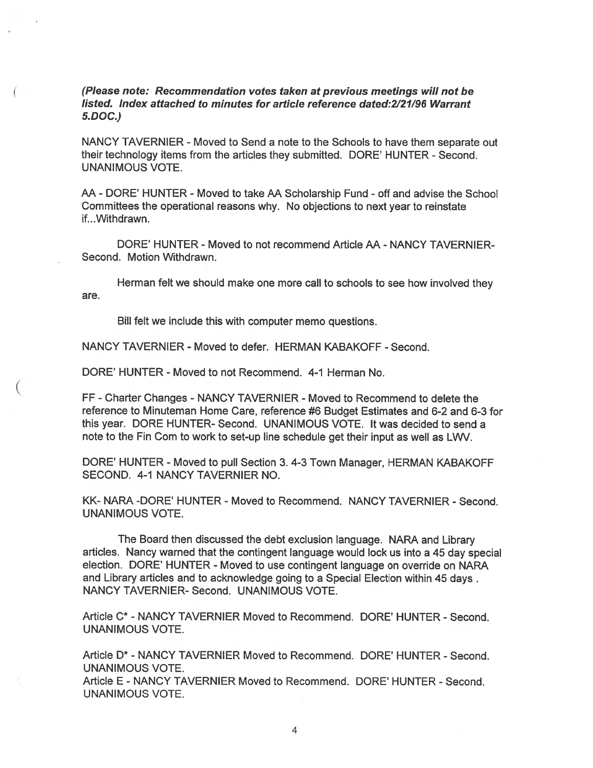***(Please note: Recommendation votes taken at previous meetings will not be listed. Index attached to minutes for article reference dated:2/21/96 Warrant 5.DOC.)***

NANCY TAVERNIER - Moved to Send a note to the Schools to have them separate out their technology items from the articles they submitted. DORE' HUNTER - Second. UNANIMOUS VOTE.

AA - DORE' HUNTER - Moved to take AA Scholarship Fund - off and advise the School Committees the operational reasons why. No objections to next year to reinstate if...Withdrawn.

DORE' HUNTER - Moved to not recommend Article AA - NANCY TAVERNIER- Second. Motion Withdrawn.

Herman felt we should make one more call to schools to see how involved they are.

Bill felt we include this with computer memo questions.

NANCY TAVERNIER - Moved to defer. HERMAN KABAKOFF - Second.

DORE' HUNTER - Moved to not Recommend. 4-1 Herman No.

FF - Charter Changes - NANCY TAVERNIER - Moved to Recommend to delete the reference to Minuteman Home Care, reference #6 Budget Estimates and 6-2 and 6-3 for this year. DORE HUNTER- Second. UNANIMOUS VOTE. It was decided to send a note to the Fin Com to work to set-up line schedule get their input as well as LWV.

DORE' HUNTER - Moved to pull Section 3. 4-3 Town Manager, HERMAN KABAKOFF SECOND. 4-1 NANCY TAVERNIER NO.

KK- NARA -DORE' HUNTER - Moved to Recommend. NANCY TAVERNIER - Second. UNANIMOUS VOTE.

The Board then discussed the debt exclusion language. NARA and Library articles. Nancy warned that the contingent language would lock us into a 45 day special election. DORE' HUNTER - Moved to use contingent language on override on NARA and Library articles and to acknowledge going to a Special Election within 45 days . NANCY TAVERNIER- Second. UNANIMOUS VOTE.

Article C* - NANCY TAVERNIER Moved to Recommend. DORE' HUNTER - Second. UNANIMOUS VOTE.

Article D* - NANCY TAVERNIER Moved to Recommend. DORE' HUNTER - Second. UNANIMOUS VOTE.

Article E - NANCY TAVERNIER Moved to Recommend. DORE' HUNTER - Second. UNANIMOUS VOTE.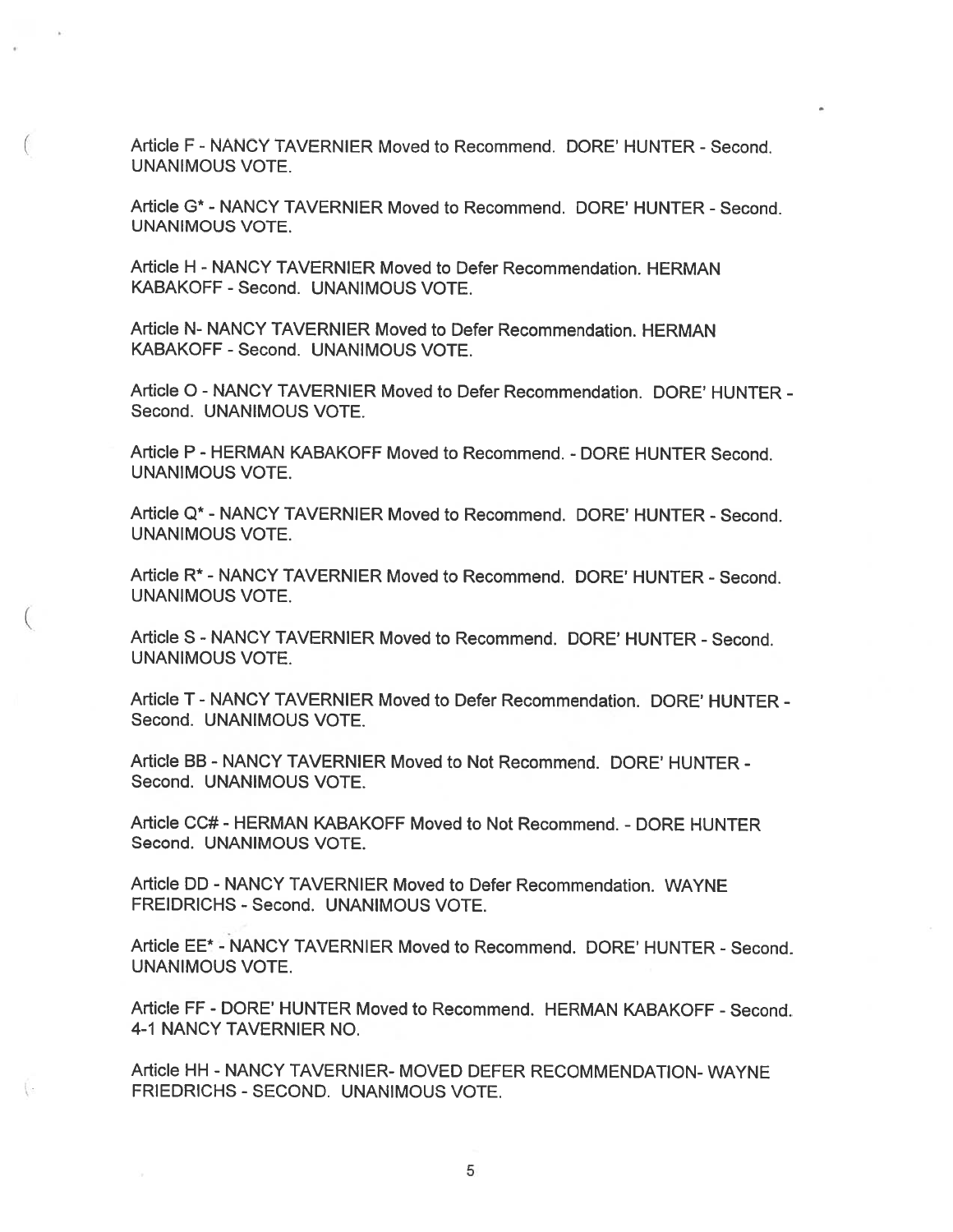Article F - NANCY TAVERNIER Moved to Recommend. DORE' HUNTER - Second. UNANIMOUS VOTE.

Article G* - NANCY TAVERNIER Moved to Recommend. DORE' HUNTER - Second. UNANIMOUS VOTE.

Article H - NANCY TAVERNIER Moved to Defer Recommendation. HERMAN KABAKOFF - Second. UNANIMOUS VOTE.

Article N- NANCY TAVERNIER Moved to Defer Recommendation. HERMAN KABAKOFF - Second. UNANIMOUS VOTE.

Article O - NANCY TAVERNIER Moved to Defer Recommendation. DORE' HUNTER - Second. UNANIMOUS VOTE.

Article P - HERMAN KABAKOFF Moved to Recommend. - DORE HUNTER Second. UNANIMOUS VOTE.

Article Q* - NANCY TAVERNIER Moved to Recommend. DORE' HUNTER - Second. UNANIMOUS VOTE.

Article R* - NANCY TAVERNIER Moved to Recommend. DORE' HUNTER - Second. UNANIMOUS VOTE.

Article S - NANCY TAVERNIER Moved to Recommend. DORE' HUNTER - Second. UNANIMOUS VOTE.

Article T - NANCY TAVERNIER Moved to Defer Recommendation. DORE' HUNTER - Second. UNANIMOUS VOTE.

Article BB - NANCY TAVERNIER Moved to Not Recommend. DORE' HUNTER - Second. UNANIMOUS VOTE.

Article CC# - HERMAN KABAKOFF Moved to Not Recommend. - DORE HUNTER Second. UNANIMOUS VOTE.

Article DD - NANCY TAVERNIER Moved to Defer Recommendation. WAYNE FREIDRICHS - Second. UNANIMOUS VOTE.

Article EE* - NANCY TAVERNIER Moved to Recommend. DORE' HUNTER - Second. UNANIMOUS VOTE.

Article FF - DORE' HUNTER Moved to Recommend. HERMAN KABAKOFF - Second. 4-1 NANCY TAVERNIER NO.

Article HH - NANCY TAVERNIER- MOVED DEFER RECOMMENDATION- WAYNE FRIEDRICHS - SECOND. UNANIMOUS VOTE.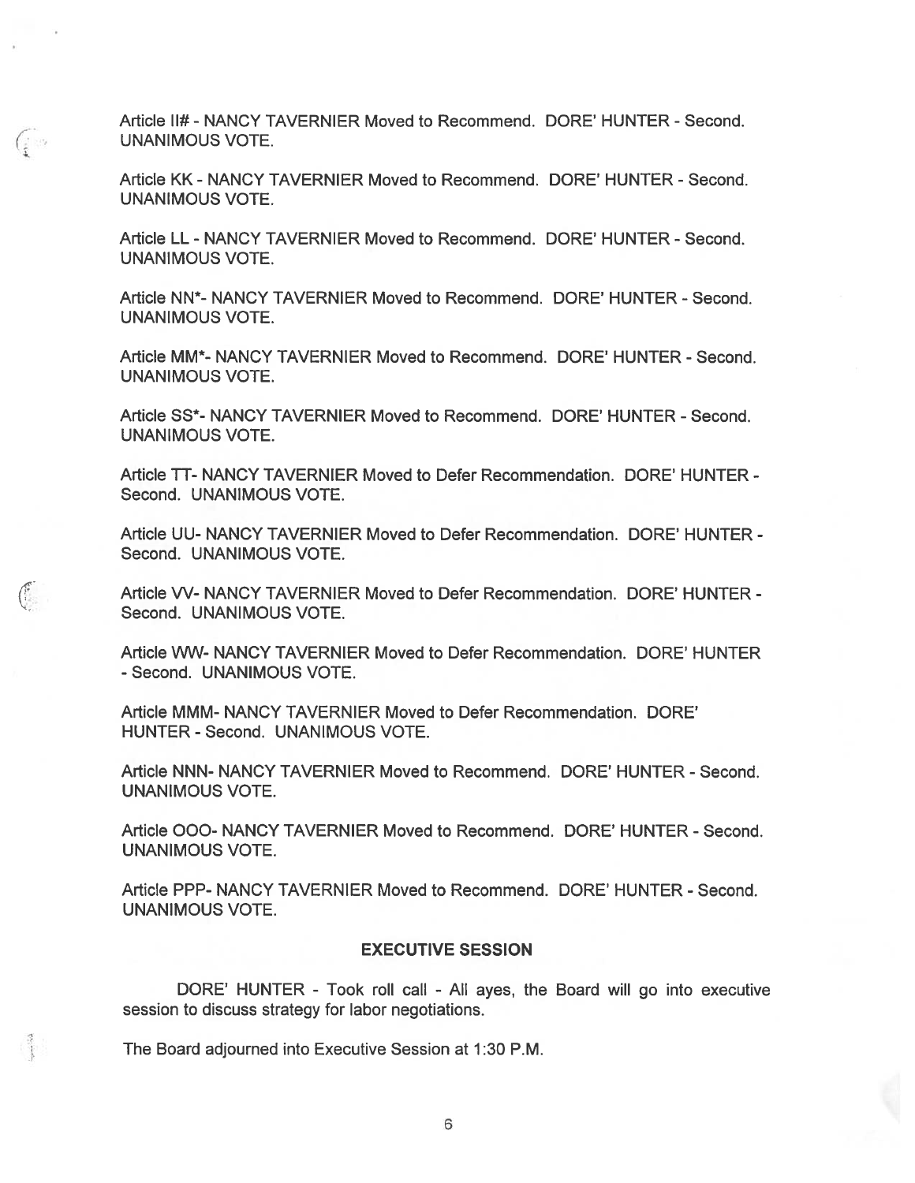Article II# - NANCY TAVERNIER Moved to Recommend. DORE' HUNTER - Second. UNANIMOUS VOTE.

Article KK - NANCY TAVERNIER Moved to Recommend. DORE' HUNTER - Second. UNANIMOUS VOTE.

Article LL - NANCY TAVERNIER Moved to Recommend. DORE' HUNTER - Second. UNANIMOUS VOTE.

Article NN*- NANCY TAVERNIER Moved to Recommend. DORE' HUNTER - Second. UNANIMOUS VOTE.

Article MM*- NANCY TAVERNIER Moved to Recommend. DORE' HUNTER - Second. UNANIMOUS VOTE.

Article SS*- NANCY TAVERNIER Moved to Recommend. DORE' HUNTER - Second. UNANIMOUS VOTE.

Article TT- NANCY TAVERNIER Moved to Defer Recommendation. DORE' HUNTER - Second. UNANIMOUS VOTE.

Article UU- NANCY TAVERNIER Moved to Defer Recommendation. DORE' HUNTER - Second. UNANIMOUS VOTE.

Article VV- NANCY TAVERNIER Moved to Defer Recommendation. DORE' HUNTER - Second. UNANIMOUS VOTE.

Article WW- NANCY TAVERNIER Moved to Defer Recommendation. DORE' HUNTER - Second. UNANIMOUS VOTE.

Article MMM- NANCY TAVERNIER Moved to Defer Recommendation. DORE' HUNTER - Second. UNANIMOUS VOTE.

Article NNN- NANCY TAVERNIER Moved to Recommend. DORE' HUNTER - Second. UNANIMOUS VOTE.

Article OOO- NANCY TAVERNIER Moved to Recommend. DORE' HUNTER - Second. UNANIMOUS VOTE.

Article PPP- NANCY TAVERNIER Moved to Recommend. DORE' HUNTER - Second. UNANIMOUS VOTE.

**EXECUTIVE SESSION**

DORE' HUNTER - Took roll call - All ayes, the Board will go into executive session to discuss strategy for labor negotiations.

The Board adjourned into Executive Session at 1:30 P.M.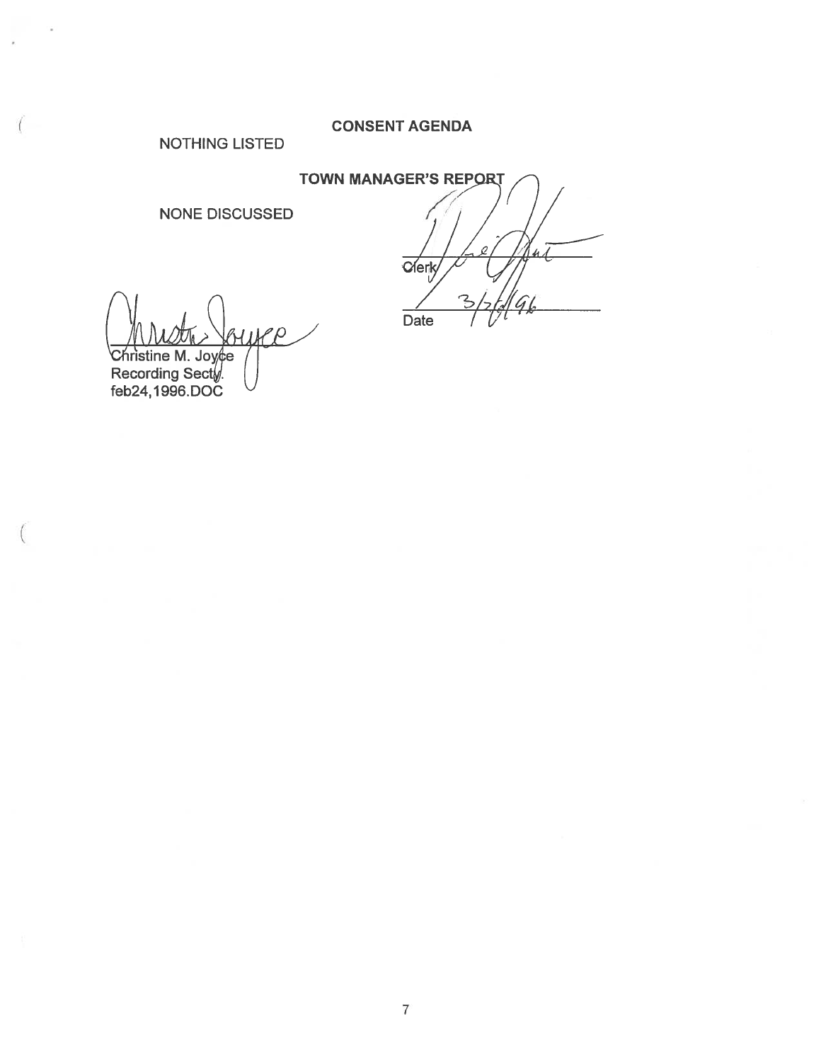**CONSENT AGENDA**

NOTHING LISTED

**TOWN MANAGER'S REPORT**

NONE DISCUSSED

Clerk

Date 3/26/96

Christine M. Joyce
Recording Secty.
feb24,1996.DOC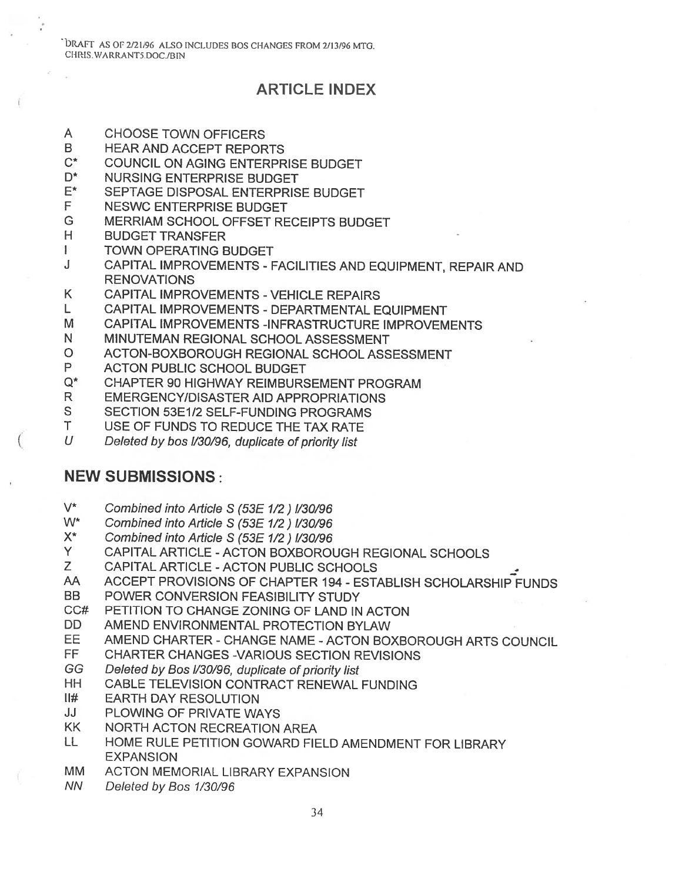DRAFT AS OF 2/21/96 ALSO INCLUDES BOS CHANGES FROM 2/13/96 MTG.
CHRIS.WARRANT5.DOC./BIN

## ARTICLE INDEX

- A CHOOSE TOWN OFFICERS
- B HEAR AND ACCEPT REPORTS
- C* COUNCIL ON AGING ENTERPRISE BUDGET
- D* NURSING ENTERPRISE BUDGET
- E* SEPTAGE DISPOSAL ENTERPRISE BUDGET
- F NESWC ENTERPRISE BUDGET
- G MERRIAM SCHOOL OFFSET RECEIPTS BUDGET
- H BUDGET TRANSFER
- I TOWN OPERATING BUDGET
- J CAPITAL IMPROVEMENTS - FACILITIES AND EQUIPMENT, REPAIR AND RENOVATIONS
- K CAPITAL IMPROVEMENTS - VEHICLE REPAIRS
- L CAPITAL IMPROVEMENTS - DEPARTMENTAL EQUIPMENT
- M CAPITAL IMPROVEMENTS -INFRASTRUCTURE IMPROVEMENTS
- N MINUTEMAN REGIONAL SCHOOL ASSESSMENT
- O ACTON-BOXBOROUGH REGIONAL SCHOOL ASSESSMENT
- P ACTON PUBLIC SCHOOL BUDGET
- Q* CHAPTER 90 HIGHWAY REIMBURSEMENT PROGRAM
- R EMERGENCY/DISASTER AID APPROPRIATIONS
- S SECTION 53E1/2 SELF-FUNDING PROGRAMS
- T USE OF FUNDS TO REDUCE THE TAX RATE
- *U Deleted by bos l/30/96, duplicate of priority list*

## NEW SUBMISSIONS:

- V* *Combined into Article S (53E 1/2 ) l/30/96*
- W* *Combined into Article S (53E 1/2 ) l/30/96*
- X* *Combined into Article S (53E 1/2 ) l/30/96*
- Y CAPITAL ARTICLE - ACTON BOXBOROUGH REGIONAL SCHOOLS
- Z CAPITAL ARTICLE - ACTON PUBLIC SCHOOLS
- AA ACCEPT PROVISIONS OF CHAPTER 194 - ESTABLISH SCHOLARSHIP FUNDS
- BB POWER CONVERSION FEASIBILITY STUDY
- CC# PETITION TO CHANGE ZONING OF LAND IN ACTON
- DD AMEND ENVIRONMENTAL PROTECTION BYLAW
- EE AMEND CHARTER - CHANGE NAME - ACTON BOXBOROUGH ARTS COUNCIL
- FF CHARTER CHANGES -VARIOUS SECTION REVISIONS
- *GG Deleted by Bos l/30/96, duplicate of priority list*
- HH CABLE TELEVISION CONTRACT RENEWAL FUNDING
- II# EARTH DAY RESOLUTION
- JJ PLOWING OF PRIVATE WAYS
- KK NORTH ACTON RECREATION AREA
- LL HOME RULE PETITION GOWARD FIELD AMENDMENT FOR LIBRARY EXPANSION
- MM ACTON MEMORIAL LIBRARY EXPANSION
- *NN Deleted by Bos 1/30/96*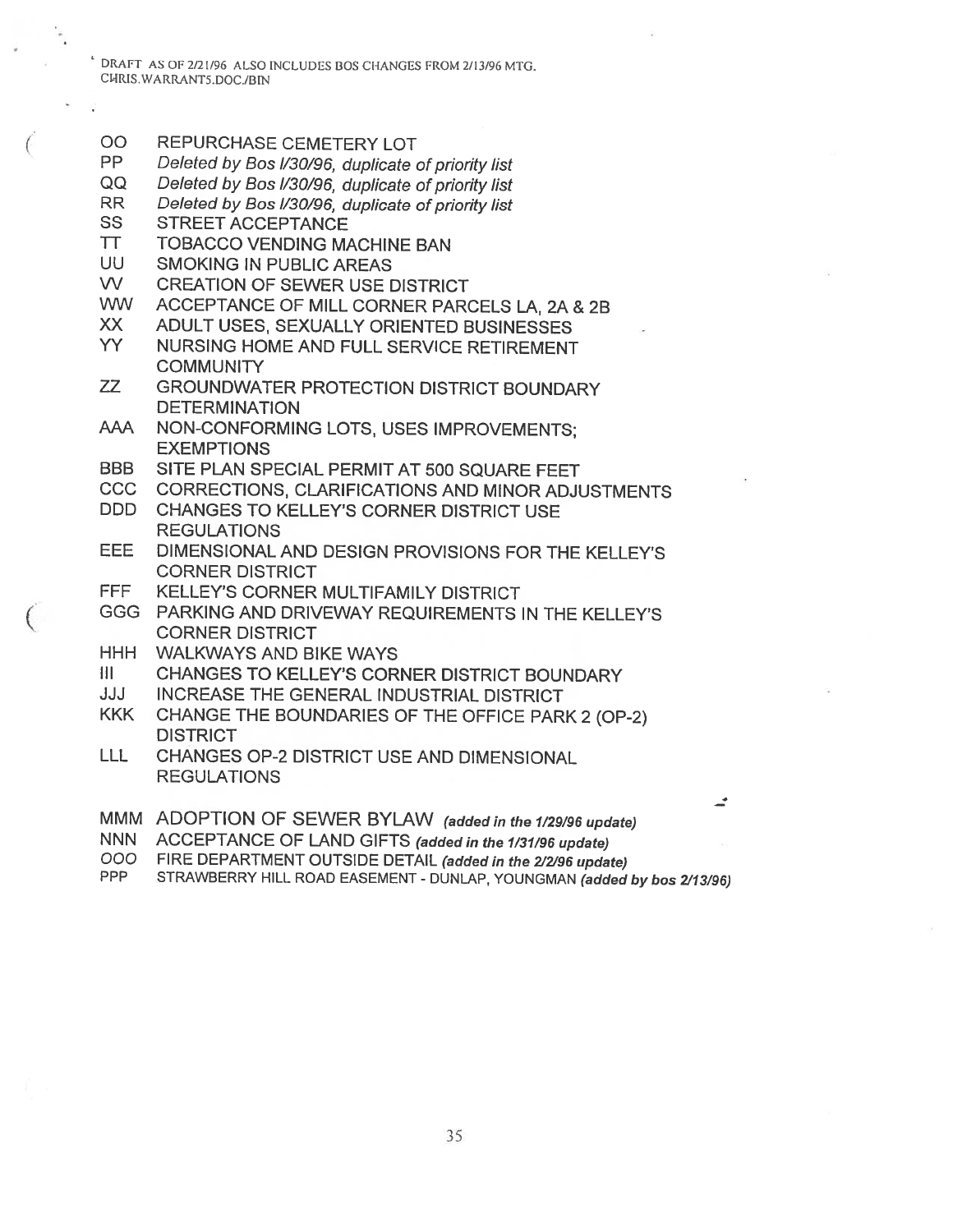DRAFT AS OF 2/21/96 ALSO INCLUDES BOS CHANGES FROM 2/13/96 MTG.
CHRIS.WARRANTS.DOC./BIN

- OO REPURCHASE CEMETERY LOT
- PP *Deleted by Bos l/30/96, duplicate of priority list*
- QQ *Deleted by Bos l/30/96, duplicate of priority list*
- RR *Deleted by Bos l/30/96, duplicate of priority list*
- SS STREET ACCEPTANCE
- TT TOBACCO VENDING MACHINE BAN
- UU SMOKING IN PUBLIC AREAS
- VV CREATION OF SEWER USE DISTRICT
- WW ACCEPTANCE OF MILL CORNER PARCELS LA, 2A & 2B
- XX ADULT USES, SEXUALLY ORIENTED BUSINESSES
- YY NURSING HOME AND FULL SERVICE RETIREMENT COMMUNITY
- ZZ GROUNDWATER PROTECTION DISTRICT BOUNDARY DETERMINATION
- AAA NON-CONFORMING LOTS, USES IMPROVEMENTS; EXEMPTIONS
- BBB SITE PLAN SPECIAL PERMIT AT 500 SQUARE FEET
- CCC CORRECTIONS, CLARIFICATIONS AND MINOR ADJUSTMENTS
- DDD CHANGES TO KELLEY'S CORNER DISTRICT USE REGULATIONS
- EEE DIMENSIONAL AND DESIGN PROVISIONS FOR THE KELLEY'S CORNER DISTRICT
- FFF KELLEY'S CORNER MULTIFAMILY DISTRICT
- GGG PARKING AND DRIVEWAY REQUIREMENTS IN THE KELLEY'S CORNER DISTRICT
- HHH WALKWAYS AND BIKE WAYS
- III CHANGES TO KELLEY'S CORNER DISTRICT BOUNDARY
- JJJ INCREASE THE GENERAL INDUSTRIAL DISTRICT
- KKK CHANGE THE BOUNDARIES OF THE OFFICE PARK 2 (OP-2) DISTRICT
- LLL CHANGES OP-2 DISTRICT USE AND DIMENSIONAL REGULATIONS

- MMM ADOPTION OF SEWER BYLAW ***(added in the 1/29/96 update)***
- NNN ACCEPTANCE OF LAND GIFTS ***(added in the 1/31/96 update)***
- OOO FIRE DEPARTMENT OUTSIDE DETAIL ***(added in the 2/2/96 update)***
- PPP STRAWBERRY HILL ROAD EASEMENT - DUNLAP, YOUNGMAN ***(added by bos 2/13/96)***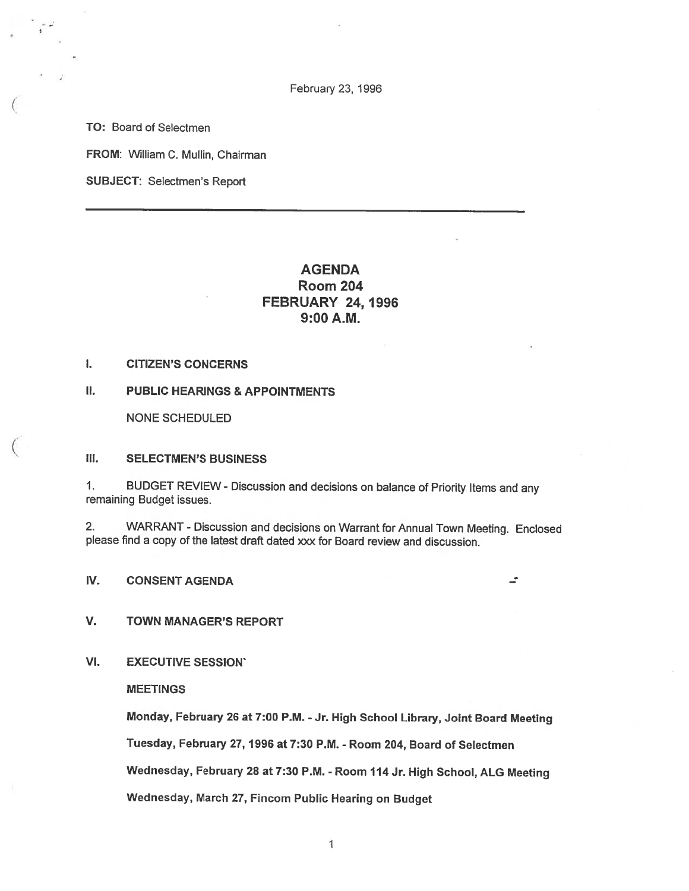February 23, 1996

**TO:** Board of Selectmen

**FROM:** William C. Mullin, Chairman

**SUBJECT:** Selectmen's Report

---

# AGENDA
# Room 204
# FEBRUARY 24, 1996
# 9:00 A.M.

**I. CITIZEN'S CONCERNS**

**II. PUBLIC HEARINGS & APPOINTMENTS**

NONE SCHEDULED

**III. SELECTMEN'S BUSINESS**

1. BUDGET REVIEW - Discussion and decisions on balance of Priority Items and any remaining Budget issues.

2. WARRANT - Discussion and decisions on Warrant for Annual Town Meeting. Enclosed please find a copy of the latest draft dated xxx for Board review and discussion.

**IV. CONSENT AGENDA**

**V. TOWN MANAGER'S REPORT**

**VI. EXECUTIVE SESSION`**

**MEETINGS**

**Monday, February 26 at 7:00 P.M. - Jr. High School Library, Joint Board Meeting**

**Tuesday, February 27, 1996 at 7:30 P.M. - Room 204, Board of Selectmen**

**Wednesday, February 28 at 7:30 P.M. - Room 114 Jr. High School, ALG Meeting**

**Wednesday, March 27, Fincom Public Hearing on Budget**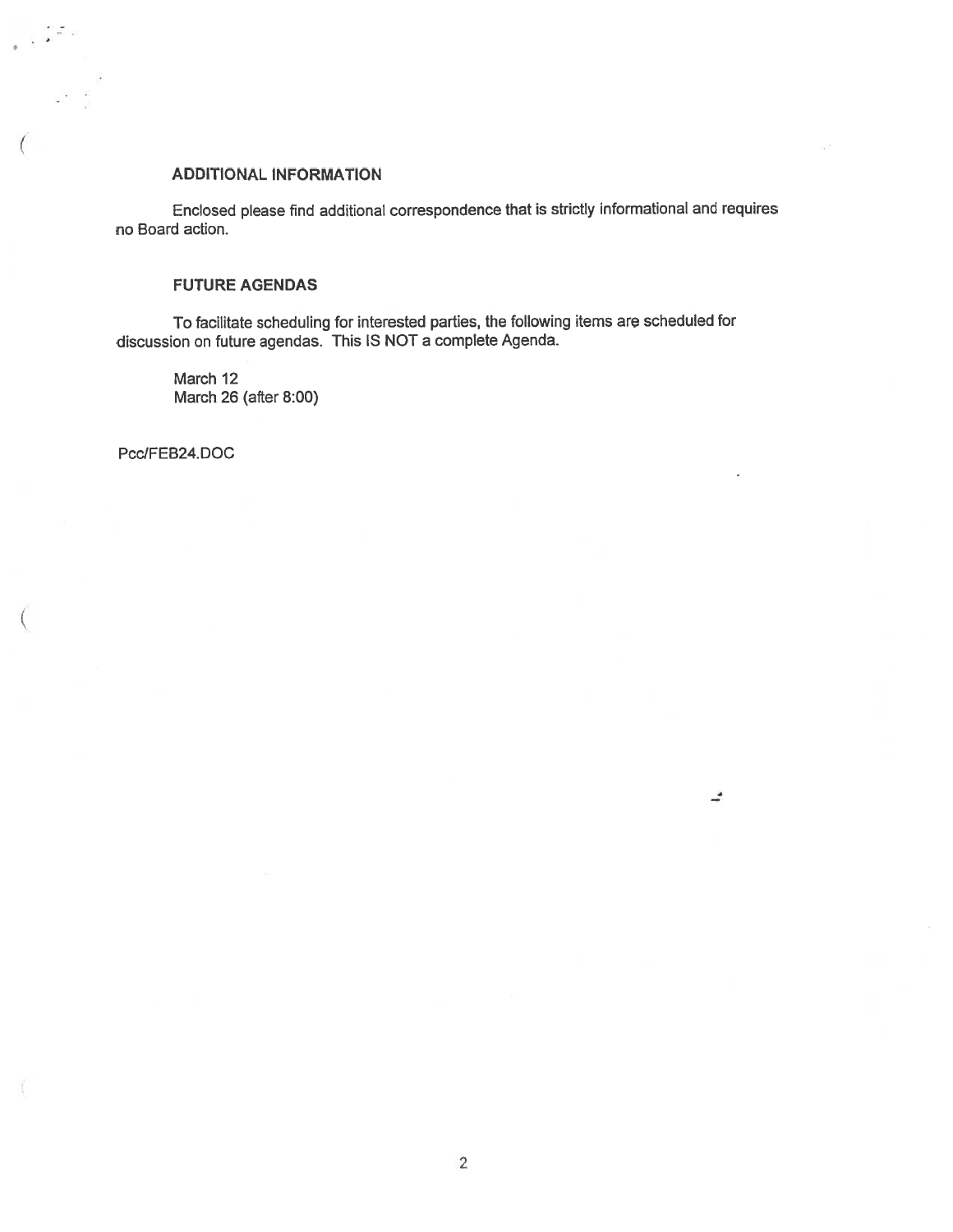## ADDITIONAL INFORMATION

Enclosed please find additional correspondence that is strictly informational and requires no Board action.

## FUTURE AGENDAS

To facilitate scheduling for interested parties, the following items are scheduled for discussion on future agendas. This IS NOT a complete Agenda.

March 12
March 26 (after 8:00)

Pcc/FEB24.DOC